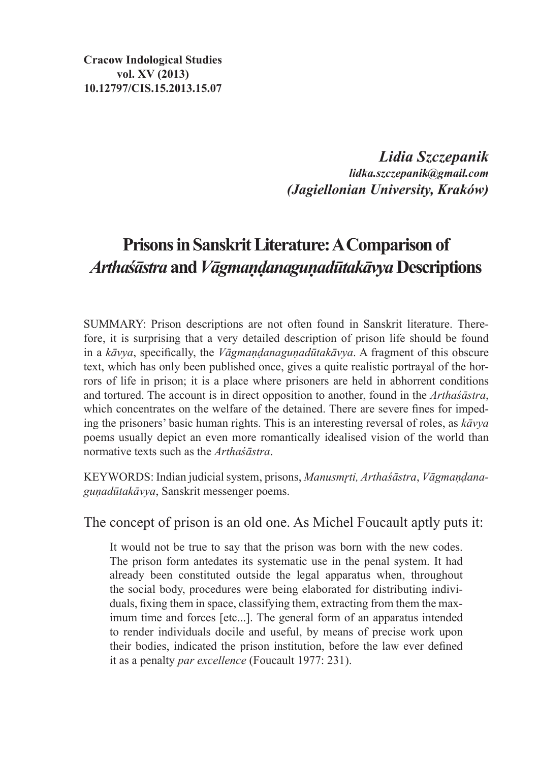**Cracow Indological Studies**
**vol. XV (2013)**
**10.12797/CIS.15.2013.15.07**

***Lidia Szczepanik***
***lidka.szczepanik@gmail.com***
***(Jagiellonian University, Kraków)***

# Prisons in Sanskrit Literature: A Comparison of *Arthaśāstra* and *Vāgmaṇḍanaguṇadūtakāvya* Descriptions

SUMMARY: Prison descriptions are not often found in Sanskrit literature. Therefore, it is surprising that a very detailed description of prison life should be found in a *kāvya*, specifically, the *Vāgmaṇḍanaguṇadūtakāvya*. A fragment of this obscure text, which has only been published once, gives a quite realistic portrayal of the horrors of life in prison; it is a place where prisoners are held in abhorrent conditions and tortured. The account is in direct opposition to another, found in the *Arthaśāstra*, which concentrates on the welfare of the detained. There are severe fines for impeding the prisoners' basic human rights. This is an interesting reversal of roles, as *kāvya* poems usually depict an even more romantically idealised vision of the world than normative texts such as the *Arthaśāstra*.

KEYWORDS: Indian judicial system, prisons, *Manusmṛti, Arthaśāstra*, *Vāgmaṇḍanaguṇadūtakāvya*, Sanskrit messenger poems.

The concept of prison is an old one. As Michel Foucault aptly puts it:

> It would not be true to say that the prison was born with the new codes. The prison form antedates its systematic use in the penal system. It had already been constituted outside the legal apparatus when, throughout the social body, procedures were being elaborated for distributing individuals, fixing them in space, classifying them, extracting from them the maximum time and forces [etc...]. The general form of an apparatus intended to render individuals docile and useful, by means of precise work upon their bodies, indicated the prison institution, before the law ever defined it as a penalty *par excellence* (Foucault 1977: 231).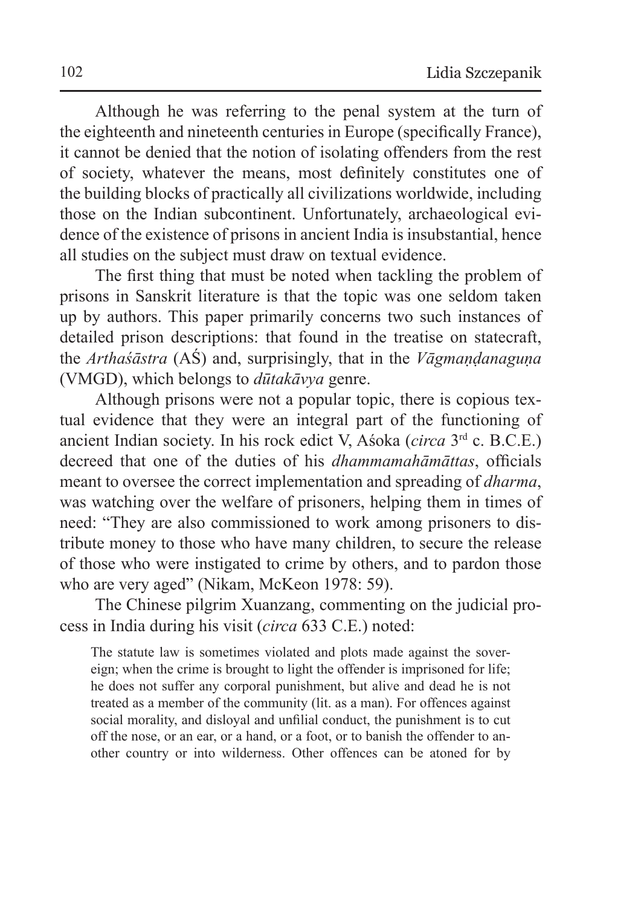Although he was referring to the penal system at the turn of the eighteenth and nineteenth centuries in Europe (specifically France), it cannot be denied that the notion of isolating offenders from the rest of society, whatever the means, most definitely constitutes one of the building blocks of practically all civilizations worldwide, including those on the Indian subcontinent. Unfortunately, archaeological evidence of the existence of prisons in ancient India is insubstantial, hence all studies on the subject must draw on textual evidence.

The first thing that must be noted when tackling the problem of prisons in Sanskrit literature is that the topic was one seldom taken up by authors. This paper primarily concerns two such instances of detailed prison descriptions: that found in the treatise on statecraft, the *Arthaśāstra* (AŚ) and, surprisingly, that in the *Vāgmaṇḍanaguṇa* (VMGD), which belongs to *dūtakāvya* genre.

Although prisons were not a popular topic, there is copious textual evidence that they were an integral part of the functioning of ancient Indian society. In his rock edict V, Aśoka (*circa* 3rd c. B.C.E.) decreed that one of the duties of his *dhammamahāmāttas*, officials meant to oversee the correct implementation and spreading of *dharma*, was watching over the welfare of prisoners, helping them in times of need: "They are also commissioned to work among prisoners to distribute money to those who have many children, to secure the release of those who were instigated to crime by others, and to pardon those who are very aged" (Nikam, McKeon 1978: 59).

The Chinese pilgrim Xuanzang, commenting on the judicial process in India during his visit (*circa* 633 C.E.) noted:

> The statute law is sometimes violated and plots made against the sovereign; when the crime is brought to light the offender is imprisoned for life; he does not suffer any corporal punishment, but alive and dead he is not treated as a member of the community (lit. as a man). For offences against social morality, and disloyal and unfilial conduct, the punishment is to cut off the nose, or an ear, or a hand, or a foot, or to banish the offender to another country or into wilderness. Other offences can be atoned for by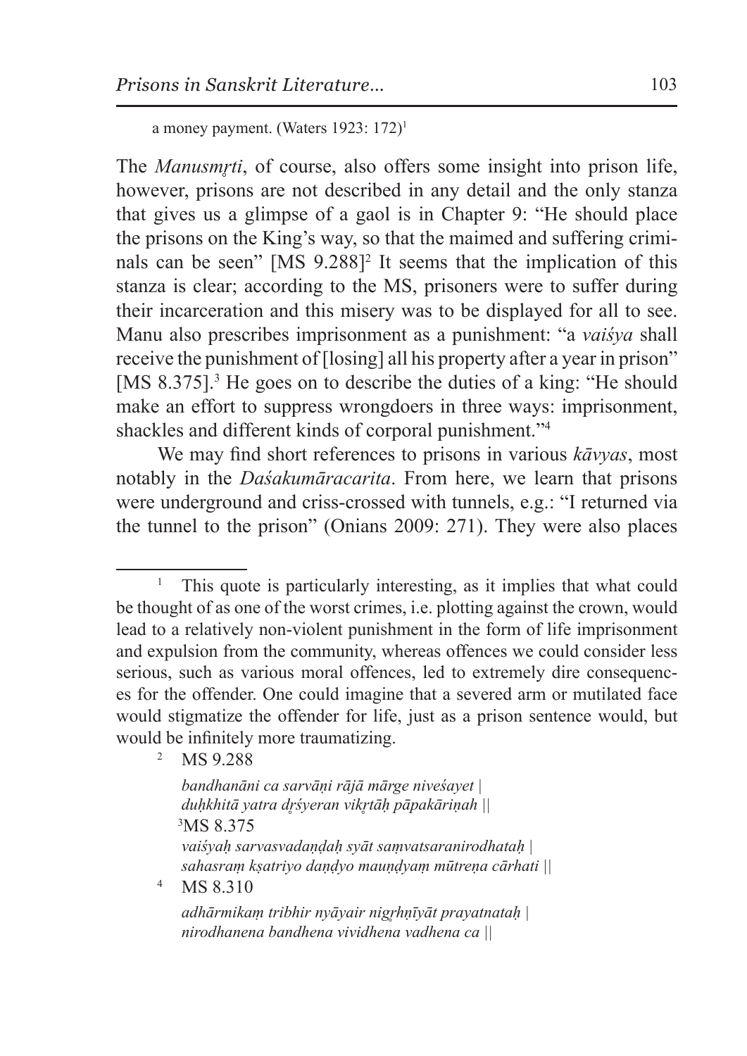a money payment. (Waters 1923: 172)[1]

The *Manusmṛti*, of course, also offers some insight into prison life, however, prisons are not described in any detail and the only stanza that gives us a glimpse of a gaol is in Chapter 9: "He should place the prisons on the King's way, so that the maimed and suffering criminals can be seen" [MS 9.288][2] It seems that the implication of this stanza is clear; according to the MS, prisoners were to suffer during their incarceration and this misery was to be displayed for all to see. Manu also prescribes imprisonment as a punishment: "a *vaiśya* shall receive the punishment of [losing] all his property after a year in prison" [MS 8.375].[3] He goes on to describe the duties of a king: "He should make an effort to suppress wrongdoers in three ways: imprisonment, shackles and different kinds of corporal punishment."[4]

We may find short references to prisons in various *kāvyas*, most notably in the *Daśakumāracarita*. From here, we learn that prisons were underground and criss-crossed with tunnels, e.g.: "I returned via the tunnel to the prison" (Onians 2009: 271). They were also places

---

[1] This quote is particularly interesting, as it implies that what could be thought of as one of the worst crimes, i.e. plotting against the crown, would lead to a relatively non-violent punishment in the form of life imprisonment and expulsion from the community, whereas offences we could consider less serious, such as various moral offences, led to extremely dire consequences for the offender. One could imagine that a severed arm or mutilated face would stigmatize the offender for life, just as a prison sentence would, but would be infinitely more traumatizing.

[2] MS 9.288

*bandhanāni ca sarvāṇi rājā mārge niveśayet |*
*duḥkhitā yatra dṛśyeran vikṛtāḥ pāpakāriṇah ||*

[3] MS 8.375

*vaiśyaḥ sarvasvadaṇḍaḥ syāt saṃvatsaranirodhataḥ |*
*sahasraṃ kṣatriyo daṇḍyo mauṇḍyaṃ mūtreṇa cārhati ||*

[4] MS 8.310

*adhārmikaṃ tribhir nyāyair nigṛhṇīyāt prayatnataḥ |*
*nirodhanena bandhena vividhena vadhena ca ||*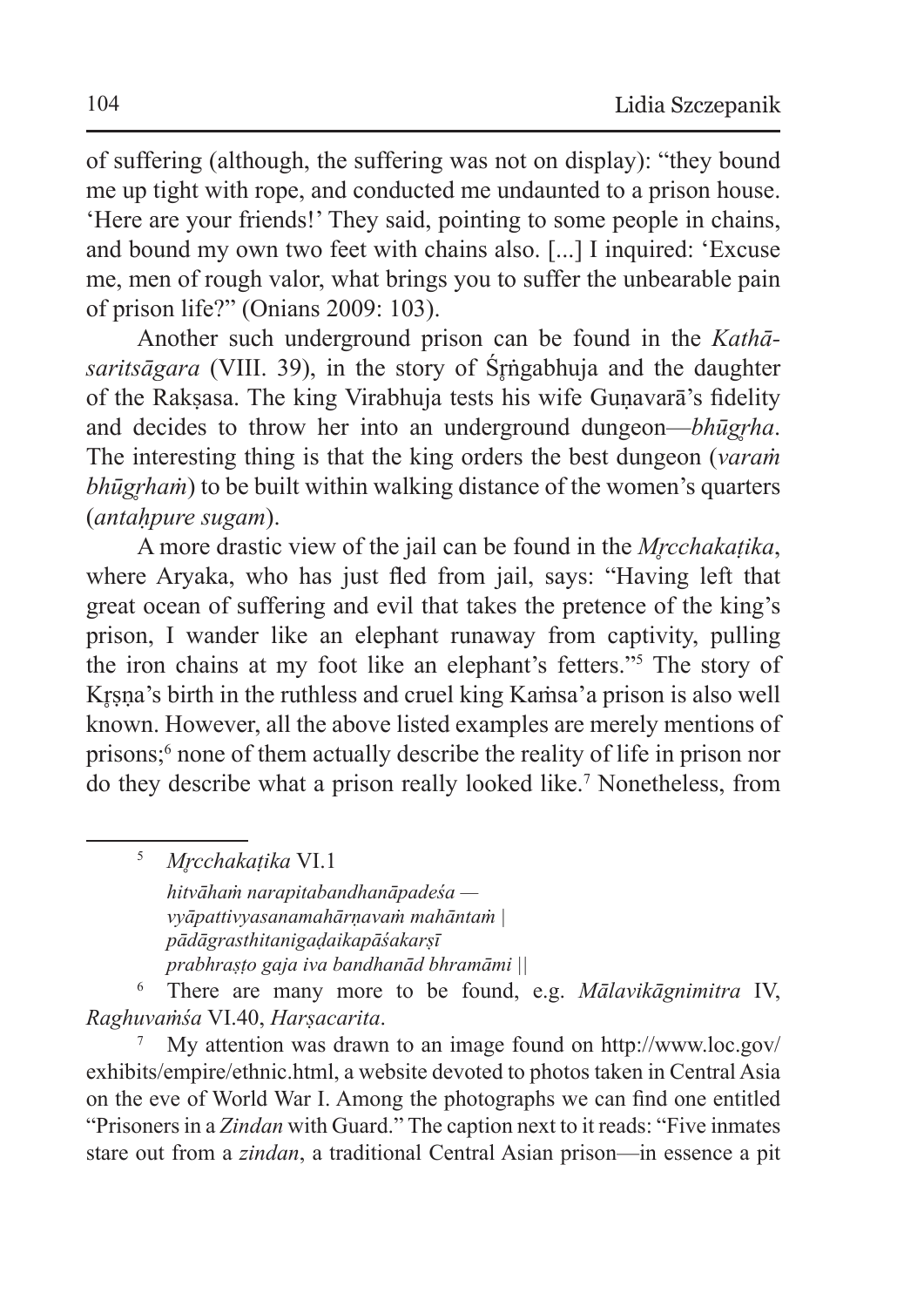of suffering (although, the suffering was not on display): "they bound me up tight with rope, and conducted me undaunted to a prison house. 'Here are your friends!' They said, pointing to some people in chains, and bound my own two feet with chains also. [...] I inquired: 'Excuse me, men of rough valor, what brings you to suffer the unbearable pain of prison life?" (Onians 2009: 103).

Another such underground prison can be found in the *Kathāsaritsāgara* (VIII. 39), in the story of Śr̥ṅgabhuja and the daughter of the Rakṣasa. The king Virabhuja tests his wife Guṇavarā's fidelity and decides to throw her into an underground dungeon—*bhūgr̥ha*. The interesting thing is that the king orders the best dungeon (*varaṁ bhūgr̥haṁ*) to be built within walking distance of the women's quarters (*antaḥpure sugam*).

A more drastic view of the jail can be found in the *Mr̥cchakaṭika*, where Aryaka, who has just fled from jail, says: "Having left that great ocean of suffering and evil that takes the pretence of the king's prison, I wander like an elephant runaway from captivity, pulling the iron chains at my foot like an elephant's fetters."[5] The story of Kr̥ṣṇa's birth in the ruthless and cruel king Kaṁsa'a prison is also well known. However, all the above listed examples are merely mentions of prisons;[6] none of them actually describe the reality of life in prison nor do they describe what a prison really looked like.[7] Nonetheless, from

---

[5] *Mr̥cchakaṭika* VI.1

*hitvāhaṁ narapitabandhanāpadeśa —*
*vyāpattivyasanamahārṇavaṁ mahāntaṁ |*
*pādāgrasthitanigaḍaikapāśakarṣī*
*prabhraṣṭo gaja iva bandhanād bhramāmi ||*

[6] There are many more to be found, e.g. *Mālavikāgnimitra* IV, *Raghuvaṁśa* VI.40, *Harṣacarita*.

[7] My attention was drawn to an image found on http://www.loc.gov/exhibits/empire/ethnic.html, a website devoted to photos taken in Central Asia on the eve of World War I. Among the photographs we can find one entitled "Prisoners in a *Zindan* with Guard." The caption next to it reads: "Five inmates stare out from a *zindan*, a traditional Central Asian prison—in essence a pit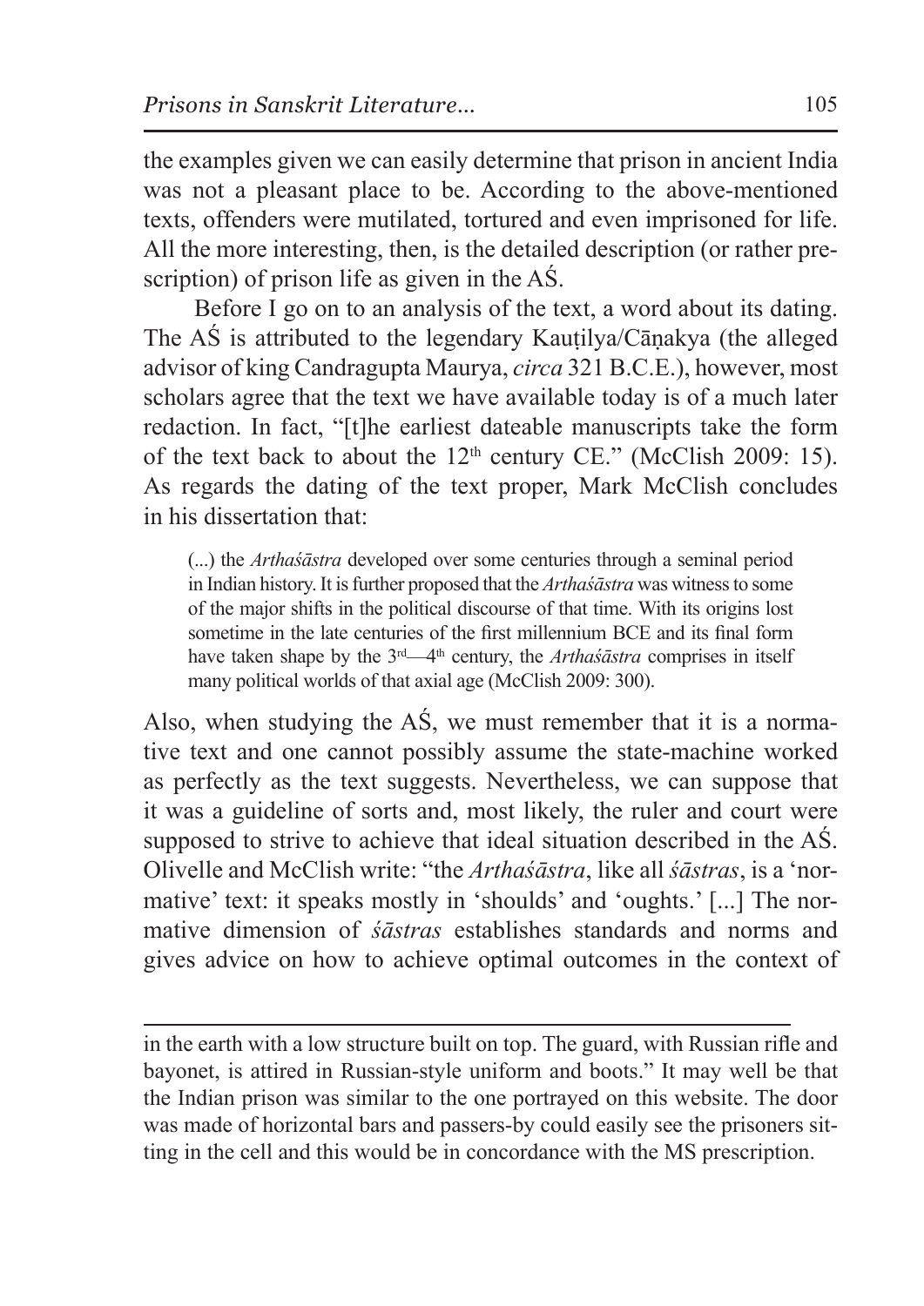the examples given we can easily determine that prison in ancient India was not a pleasant place to be. According to the above-mentioned texts, offenders were mutilated, tortured and even imprisoned for life. All the more interesting, then, is the detailed description (or rather prescription) of prison life as given in the AŚ.

Before I go on to an analysis of the text, a word about its dating. The AŚ is attributed to the legendary Kauṭilya/Cāṇakya (the alleged advisor of king Candragupta Maurya, *circa* 321 B.C.E.), however, most scholars agree that the text we have available today is of a much later redaction. In fact, "[t]he earliest dateable manuscripts take the form of the text back to about the 12th century CE." (McClish 2009: 15). As regards the dating of the text proper, Mark McClish concludes in his dissertation that:

> (...) the *Arthaśāstra* developed over some centuries through a seminal period in Indian history. It is further proposed that the *Arthaśāstra* was witness to some of the major shifts in the political discourse of that time. With its origins lost sometime in the late centuries of the first millennium BCE and its final form have taken shape by the 3rd—4th century, the *Arthaśāstra* comprises in itself many political worlds of that axial age (McClish 2009: 300).

Also, when studying the AŚ, we must remember that it is a normative text and one cannot possibly assume the state-machine worked as perfectly as the text suggests. Nevertheless, we can suppose that it was a guideline of sorts and, most likely, the ruler and court were supposed to strive to achieve that ideal situation described in the AŚ. Olivelle and McClish write: "the *Arthaśāstra*, like all *śāstras*, is a 'normative' text: it speaks mostly in 'shoulds' and 'oughts.' [...] The normative dimension of *śāstras* establishes standards and norms and gives advice on how to achieve optimal outcomes in the context of

---

in the earth with a low structure built on top. The guard, with Russian rifle and bayonet, is attired in Russian-style uniform and boots." It may well be that the Indian prison was similar to the one portrayed on this website. The door was made of horizontal bars and passers-by could easily see the prisoners sitting in the cell and this would be in concordance with the MS prescription.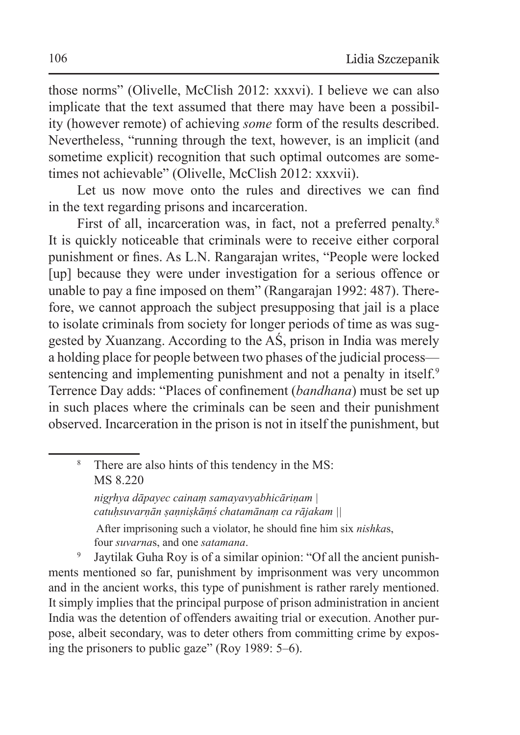those norms" (Olivelle, McClish 2012: xxxvi). I believe we can also implicate that the text assumed that there may have been a possibility (however remote) of achieving *some* form of the results described. Nevertheless, "running through the text, however, is an implicit (and sometime explicit) recognition that such optimal outcomes are sometimes not achievable" (Olivelle, McClish 2012: xxxvii).

Let us now move onto the rules and directives we can find in the text regarding prisons and incarceration.

First of all, incarceration was, in fact, not a preferred penalty.[8] It is quickly noticeable that criminals were to receive either corporal punishment or fines. As L.N. Rangarajan writes, "People were locked [up] because they were under investigation for a serious offence or unable to pay a fine imposed on them" (Rangarajan 1992: 487). Therefore, we cannot approach the subject presupposing that jail is a place to isolate criminals from society for longer periods of time as was suggested by Xuanzang. According to the AŚ, prison in India was merely a holding place for people between two phases of the judicial process—sentencing and implementing punishment and not a penalty in itself.[9] Terrence Day adds: "Places of confinement (*bandhana*) must be set up in such places where the criminals can be seen and their punishment observed. Incarceration in the prison is not in itself the punishment, but

---

[8] There are also hints of this tendency in the MS:
MS 8.220

*nigṛhya dāpayec cainaṃ samayavyabhicāriṇam |*
*catuḥsuvarṇān ṣaṇniṣkāṃś chatamānaṃ ca rājakam ||*

After imprisoning such a violator, he should fine him six *nishka*s, four *suvarna*s, and one *satamana*.

[9] Jaytilak Guha Roy is of a similar opinion: "Of all the ancient punishments mentioned so far, punishment by imprisonment was very uncommon and in the ancient works, this type of punishment is rather rarely mentioned. It simply implies that the principal purpose of prison administration in ancient India was the detention of offenders awaiting trial or execution. Another purpose, albeit secondary, was to deter others from committing crime by exposing the prisoners to public gaze" (Roy 1989: 5–6).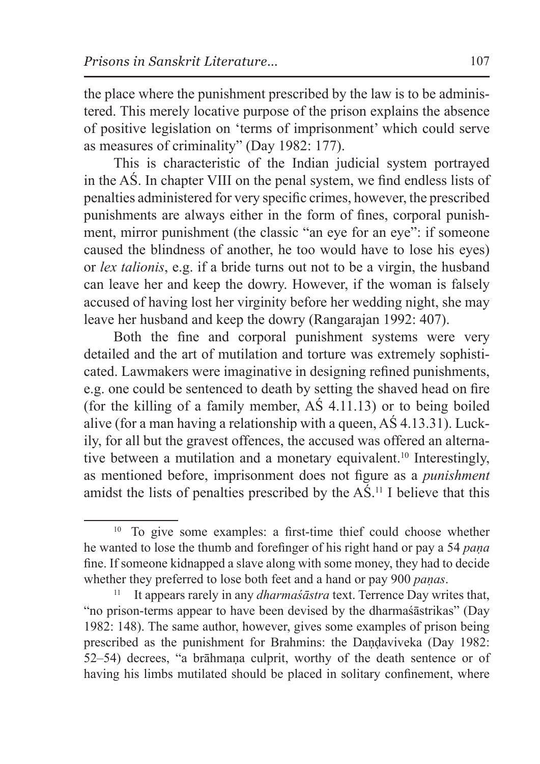the place where the punishment prescribed by the law is to be administered. This merely locative purpose of the prison explains the absence of positive legislation on 'terms of imprisonment' which could serve as measures of criminality" (Day 1982: 177).

This is characteristic of the Indian judicial system portrayed in the AŚ. In chapter VIII on the penal system, we find endless lists of penalties administered for very specific crimes, however, the prescribed punishments are always either in the form of fines, corporal punishment, mirror punishment (the classic "an eye for an eye": if someone caused the blindness of another, he too would have to lose his eyes) or *lex talionis*, e.g. if a bride turns out not to be a virgin, the husband can leave her and keep the dowry. However, if the woman is falsely accused of having lost her virginity before her wedding night, she may leave her husband and keep the dowry (Rangarajan 1992: 407).

Both the fine and corporal punishment systems were very detailed and the art of mutilation and torture was extremely sophisticated. Lawmakers were imaginative in designing refined punishments, e.g. one could be sentenced to death by setting the shaved head on fire (for the killing of a family member, AŚ 4.11.13) or to being boiled alive (for a man having a relationship with a queen, AŚ 4.13.31). Luckily, for all but the gravest offences, the accused was offered an alternative between a mutilation and a monetary equivalent.[10] Interestingly, as mentioned before, imprisonment does not figure as a *punishment* amidst the lists of penalties prescribed by the AŚ.[11] I believe that this

---

[10] To give some examples: a first-time thief could choose whether he wanted to lose the thumb and forefinger of his right hand or pay a 54 *paṇa* fine. If someone kidnapped a slave along with some money, they had to decide whether they preferred to lose both feet and a hand or pay 900 *paṇas*.

[11] It appears rarely in any *dharmaśāstra* text. Terrence Day writes that, "no prison-terms appear to have been devised by the dharmaśāstrikas" (Day 1982: 148). The same author, however, gives some examples of prison being prescribed as the punishment for Brahmins: the Daṇḍaviveka (Day 1982: 52–54) decrees, "a brāhmaṇa culprit, worthy of the death sentence or of having his limbs mutilated should be placed in solitary confinement, where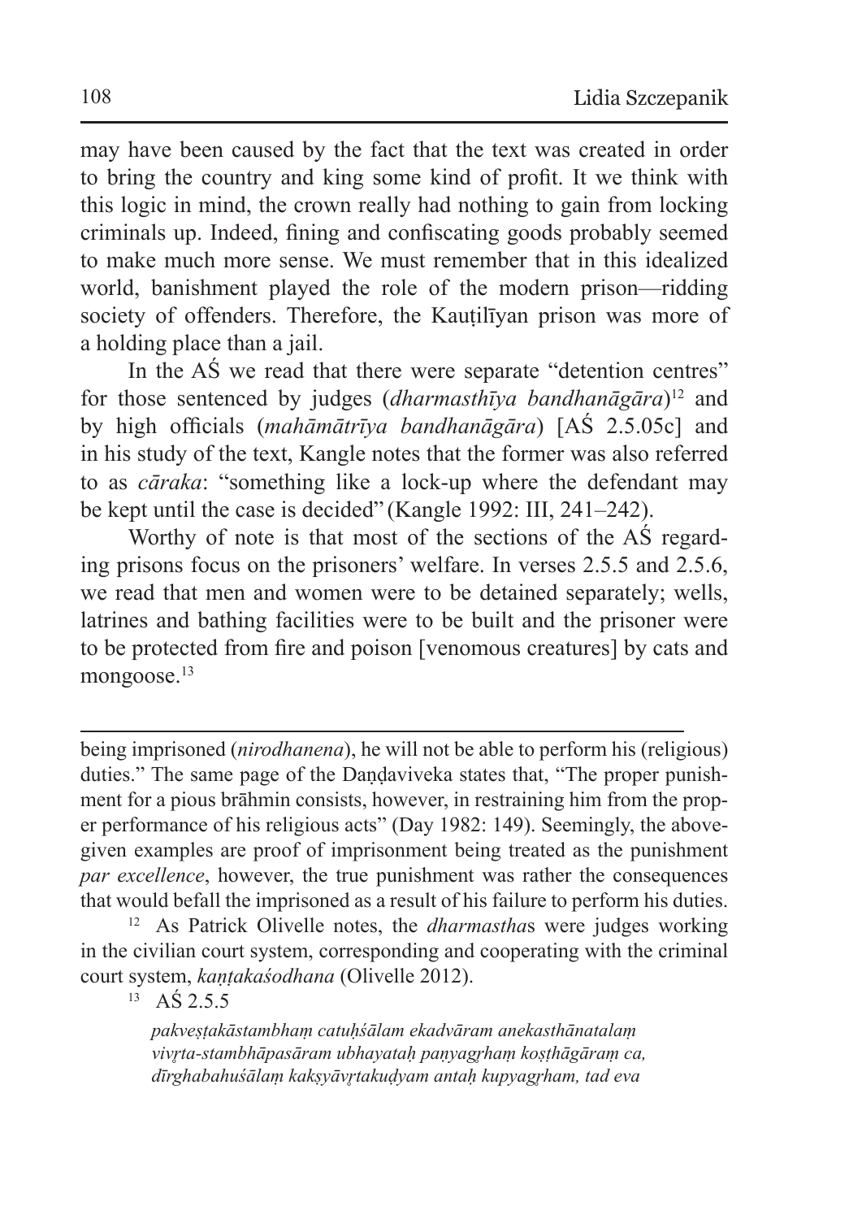may have been caused by the fact that the text was created in order to bring the country and king some kind of profit. It we think with this logic in mind, the crown really had nothing to gain from locking criminals up. Indeed, fining and confiscating goods probably seemed to make much more sense. We must remember that in this idealized world, banishment played the role of the modern prison—ridding society of offenders. Therefore, the Kauṭilīyan prison was more of a holding place than a jail.

In the AŚ we read that there were separate "detention centres" for those sentenced by judges (*dharmasthīya bandhanāgāra*)[12] and by high officials (*mahāmātrīya bandhanāgāra*) [AŚ 2.5.05c] and in his study of the text, Kangle notes that the former was also referred to as *cāraka*: "something like a lock-up where the defendant may be kept until the case is decided" (Kangle 1992: III, 241–242).

Worthy of note is that most of the sections of the AŚ regarding prisons focus on the prisoners' welfare. In verses 2.5.5 and 2.5.6, we read that men and women were to be detained separately; wells, latrines and bathing facilities were to be built and the prisoner were to be protected from fire and poison [venomous creatures] by cats and mongoose.[13]

---

being imprisoned (*nirodhanena*), he will not be able to perform his (religious) duties." The same page of the Daṇḍaviveka states that, "The proper punishment for a pious brāhmin consists, however, in restraining him from the proper performance of his religious acts" (Day 1982: 149). Seemingly, the above-given examples are proof of imprisonment being treated as the punishment *par excellence*, however, the true punishment was rather the consequences that would befall the imprisoned as a result of his failure to perform his duties.

[12] As Patrick Olivelle notes, the *dharmastha*s were judges working in the civilian court system, corresponding and cooperating with the criminal court system, *kaṇṭakaśodhana* (Olivelle 2012).

[13] AŚ 2.5.5

*pakveṣṭakāstambhaṃ catuḥśālam ekadvāram anekasthānatalaṃ vivṛta-stambhāpasāram ubhayataḥ paṇyagṛhaṃ koṣṭhāgāraṃ ca, dīrghabahuśālaṃ kakṣyāvṛtakuḍyam antaḥ kupyagṛham, tad eva*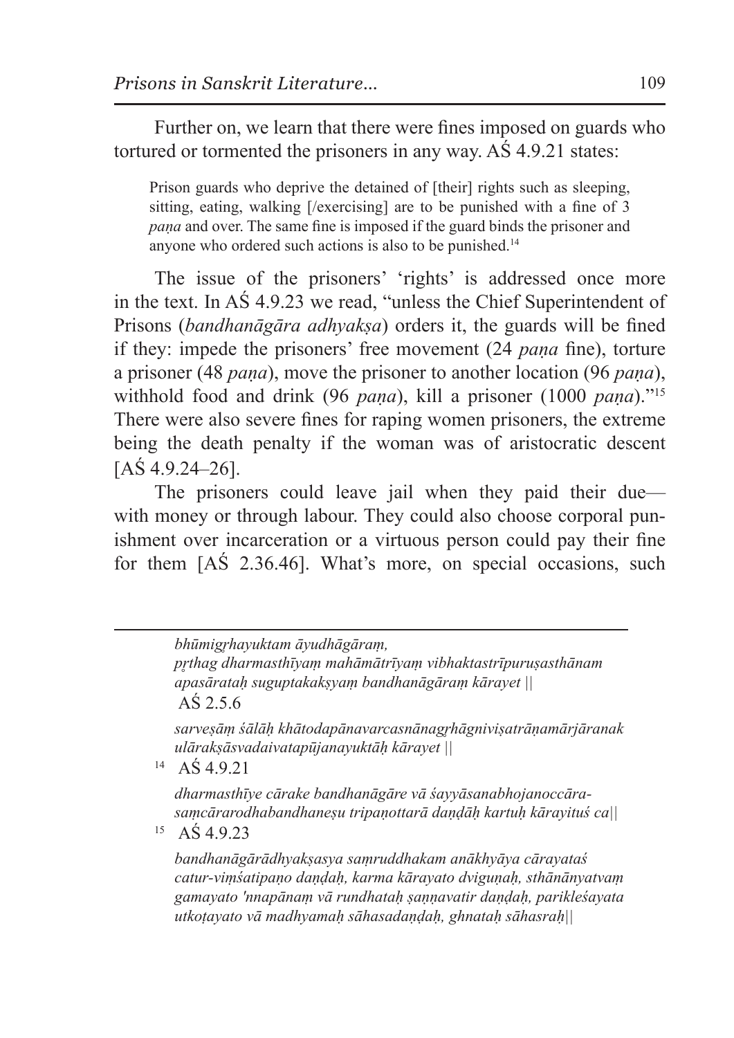Further on, we learn that there were fines imposed on guards who tortured or tormented the prisoners in any way. AŚ 4.9.21 states:

> Prison guards who deprive the detained of [their] rights such as sleeping, sitting, eating, walking [/exercising] are to be punished with a fine of 3 *paṇa* and over. The same fine is imposed if the guard binds the prisoner and anyone who ordered such actions is also to be punished.[14]

The issue of the prisoners' 'rights' is addressed once more in the text. In AŚ 4.9.23 we read, "unless the Chief Superintendent of Prisons (*bandhanāgāra adhyakṣa*) orders it, the guards will be fined if they: impede the prisoners' free movement (24 *paṇa* fine), torture a prisoner (48 *paṇa*), move the prisoner to another location (96 *paṇa*), withhold food and drink (96 *paṇa*), kill a prisoner (1000 *paṇa*)."[15] There were also severe fines for raping women prisoners, the extreme being the death penalty if the woman was of aristocratic descent [AŚ 4.9.24–26].

The prisoners could leave jail when they paid their due—with money or through labour. They could also choose corporal punishment over incarceration or a virtuous person could pay their fine for them [AŚ 2.36.46]. What's more, on special occasions, such

---

*bhūmigṛhayuktam āyudhāgāraṃ,*
*pṛthag dharmasthīyaṃ mahāmātrīyaṃ vibhaktastrīpuruṣasthānam apasārataḥ suguptakakṣyaṃ bandhanāgāraṃ kārayet ||*
AŚ 2.5.6

*sarveṣāṃ śālāḥ khātodapānavarcasnānagṛhāgniviṣatrāṇamārjāranakulārakṣāsvadaivatapūjanayuktāḥ kārayet ||*

[14] AŚ 4.9.21

*dharmasthīye cārake bandhanāgāre vā śayyāsanabhojanoccārasaṃcārarodhabandhaneṣu tripaṇottarā daṇḍāḥ kartuḥ kārayituś ca||*

[15] AŚ 4.9.23

*bandhanāgārādhyakṣasya saṃruddhakam anākhyāya cārayataś catur-viṃśatipaṇo daṇḍaḥ, karma kārayato dviguṇaḥ, sthānānyatvaṃ gamayato 'nnapānaṃ vā rundhataḥ ṣaṇṇavatir daṇḍaḥ, parikleśayata utkoṭayato vā madhyamaḥ sāhasadaṇḍaḥ, ghnataḥ sāhasraḥ||*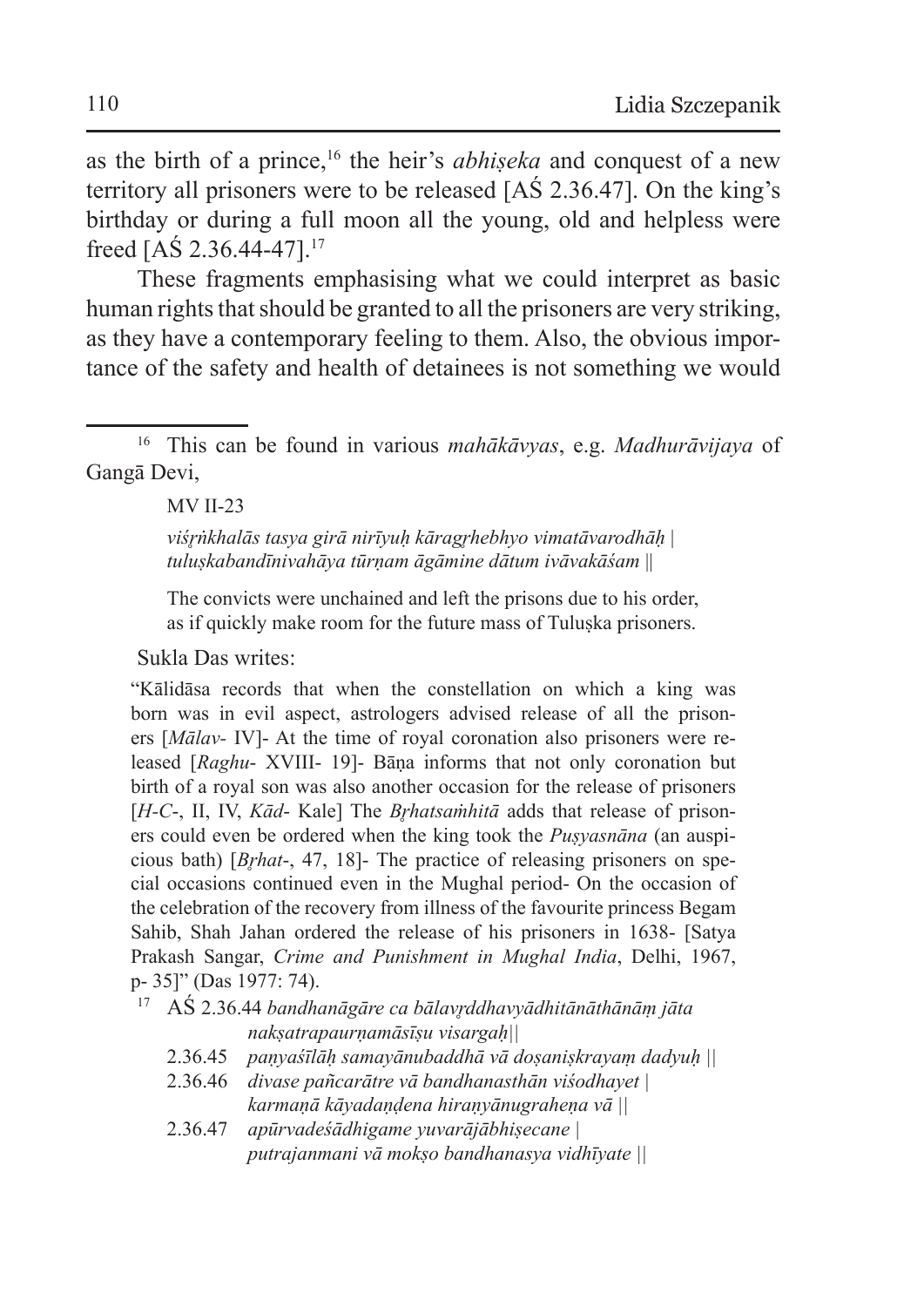as the birth of a prince,[16] the heir's *abhiṣeka* and conquest of a new territory all prisoners were to be released [AŚ 2.36.47]. On the king's birthday or during a full moon all the young, old and helpless were freed [AŚ 2.36.44-47].[17]

These fragments emphasising what we could interpret as basic human rights that should be granted to all the prisoners are very striking, as they have a contemporary feeling to them. Also, the obvious importance of the safety and health of detainees is not something we would

---

[16] This can be found in various *mahākāvyas*, e.g. *Madhurāvijaya* of Gangā Devi,

> MV II-23
>
> *viśṛṅkhalās tasya girā nirīyuḥ kāragṛhebhyo vimatāvarodhāḥ |*
> *tuluṣkabandīnivahāya tūrṇam āgāmine dātum ivāvakāśam ||*
>
> The convicts were unchained and left the prisons due to his order,
> as if quickly make room for the future mass of Tuluṣka prisoners.

Sukla Das writes:

> "Kālidāsa records that when the constellation on which a king was born was in evil aspect, astrologers advised release of all the prisoners [*Mālav-* IV]- At the time of royal coronation also prisoners were released [*Raghu-* XVIII- 19]- Bāṇa informs that not only coronation but birth of a royal son was also another occasion for the release of prisoners [*H-C-*, II, IV, *Kād-* Kale] The *Bṛhatsaṁhitā* adds that release of prisoners could even be ordered when the king took the *Puṣyasnāna* (an auspicious bath) [*Bṛhat-*, 47, 18]- The practice of releasing prisoners on special occasions continued even in the Mughal period- On the occasion of the celebration of the recovery from illness of the favourite princess Begam Sahib, Shah Jahan ordered the release of his prisoners in 1638- [Satya Prakash Sangar, *Crime and Punishment in Mughal India*, Delhi, 1967, p- 35]" (Das 1977: 74).

[17] AŚ 2.36.44 *bandhanāgāre ca bālavṛddhavyādhitānāthānāṃ jāta nakṣatrapaurṇamāsīṣu visargaḥ||*

2.36.45 *paṇyaśīlāḥ samayānubaddhā vā doṣaniṣkrayaṃ dadyuḥ ||*

2.36.46 *divase pañcarātre vā bandhanasthān viśodhayet |*
*karmaṇā kāyadaṇḍena hiraṇyānugraheṇa vā ||*

2.36.47 *apūrvadeśādhigame yuvarājābhiṣecane |*
*putrajanmani vā mokṣo bandhanasya vidhīyate ||*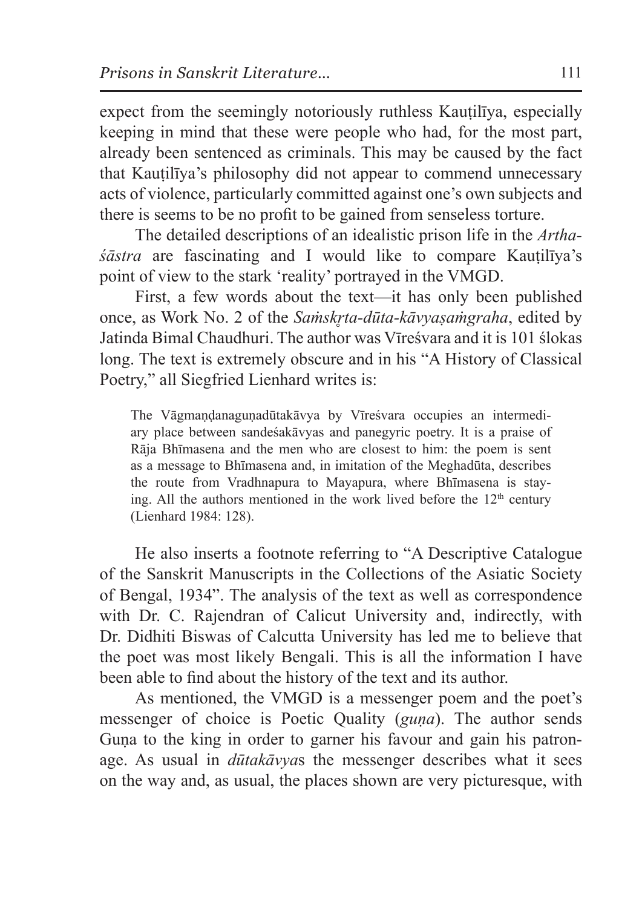expect from the seemingly notoriously ruthless Kauṭilīya, especially keeping in mind that these were people who had, for the most part, already been sentenced as criminals. This may be caused by the fact that Kauṭilīya's philosophy did not appear to commend unnecessary acts of violence, particularly committed against one's own subjects and there is seems to be no profit to be gained from senseless torture.

The detailed descriptions of an idealistic prison life in the *Arthaśāstra* are fascinating and I would like to compare Kauṭilīya's point of view to the stark 'reality' portrayed in the VMGD.

First, a few words about the text—it has only been published once, as Work No. 2 of the *Saṁskṛta-dūta-kāvyaṣaṁgraha*, edited by Jatinda Bimal Chaudhuri. The author was Vīreśvara and it is 101 ślokas long. The text is extremely obscure and in his "A History of Classical Poetry," all Siegfried Lienhard writes is:

> The Vāgmaṇḍanaguṇadūtakāvya by Vīreśvara occupies an intermediary place between sandeśakāvyas and panegyric poetry. It is a praise of Rāja Bhīmasena and the men who are closest to him: the poem is sent as a message to Bhīmasena and, in imitation of the Meghadūta, describes the route from Vradhnapura to Mayapura, where Bhīmasena is staying. All the authors mentioned in the work lived before the 12th century (Lienhard 1984: 128).

He also inserts a footnote referring to "A Descriptive Catalogue of the Sanskrit Manuscripts in the Collections of the Asiatic Society of Bengal, 1934". The analysis of the text as well as correspondence with Dr. C. Rajendran of Calicut University and, indirectly, with Dr. Didhiti Biswas of Calcutta University has led me to believe that the poet was most likely Bengali. This is all the information I have been able to find about the history of the text and its author.

As mentioned, the VMGD is a messenger poem and the poet's messenger of choice is Poetic Quality (*guṇa*). The author sends Guṇa to the king in order to garner his favour and gain his patronage. As usual in *dūtakāvya*s the messenger describes what it sees on the way and, as usual, the places shown are very picturesque, with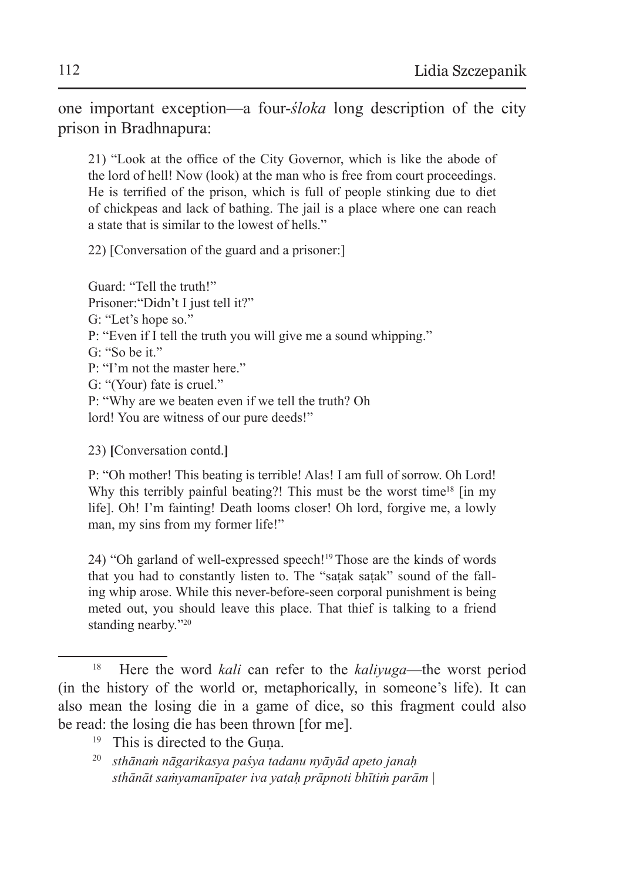one important exception—a four-*śloka* long description of the city prison in Bradhnapura:

> 21) "Look at the office of the City Governor, which is like the abode of the lord of hell! Now (look) at the man who is free from court proceedings. He is terrified of the prison, which is full of people stinking due to diet of chickpeas and lack of bathing. The jail is a place where one can reach a state that is similar to the lowest of hells."
>
> 22) [Conversation of the guard and a prisoner:]
>
> Guard: "Tell the truth!"  
> Prisoner:"Didn't I just tell it?"  
> G: "Let's hope so."  
> P: "Even if I tell the truth you will give me a sound whipping."  
> G: "So be it."  
> P: "I'm not the master here."  
> G: "(Your) fate is cruel."  
> P: "Why are we beaten even if we tell the truth? Oh lord! You are witness of our pure deeds!"
>
> 23) **[**Conversation contd.**]**
>
> P: "Oh mother! This beating is terrible! Alas! I am full of sorrow. Oh Lord! Why this terribly painful beating?! This must be the worst time[18] [in my life]. Oh! I'm fainting! Death looms closer! Oh lord, forgive me, a lowly man, my sins from my former life!"
>
> 24) "Oh garland of well-expressed speech![19] Those are the kinds of words that you had to constantly listen to. The "saṭak saṭak" sound of the falling whip arose. While this never-before-seen corporal punishment is being meted out, you should leave this place. That thief is talking to a friend standing nearby."[20]

---

[18] Here the word *kali* can refer to the *kaliyuga*—the worst period (in the history of the world or, metaphorically, in someone's life). It can also mean the losing die in a game of dice, so this fragment could also be read: the losing die has been thrown [for me].

[19] This is directed to the Guṇa.

[20] *sthānaṁ nāgarikasya paśya tadanu nyāyād apeto janaḥ*  
*sthānāt saṁyamanīpater iva yataḥ prāpnoti bhītiṁ parām |*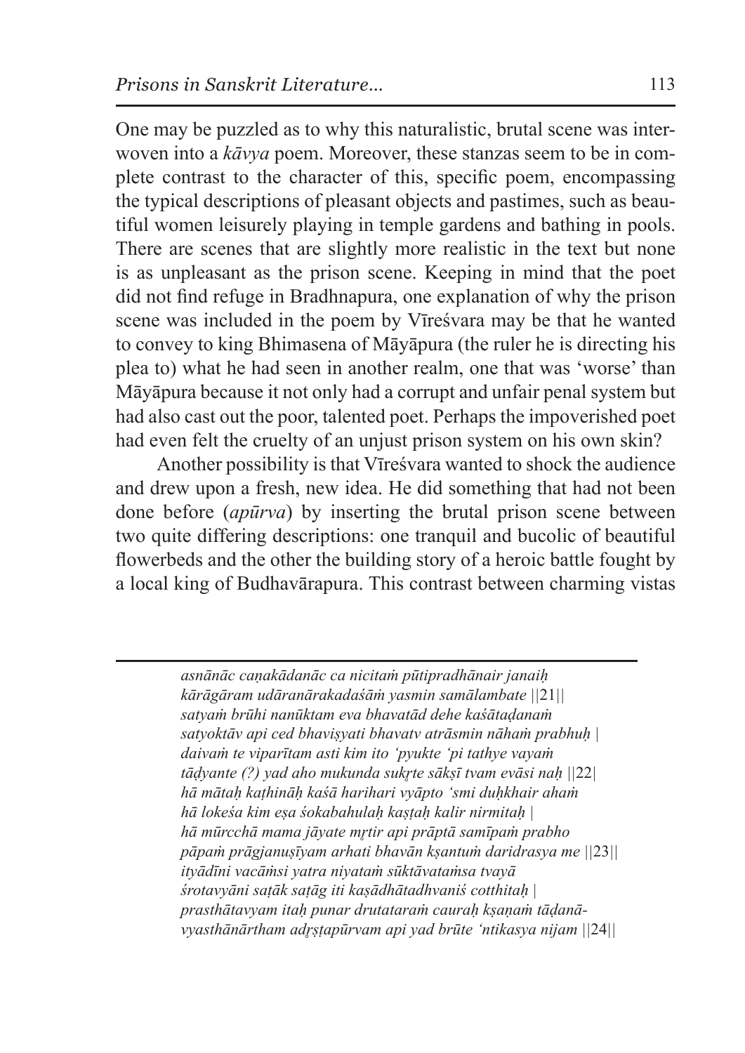One may be puzzled as to why this naturalistic, brutal scene was interwoven into a *kāvya* poem. Moreover, these stanzas seem to be in complete contrast to the character of this, specific poem, encompassing the typical descriptions of pleasant objects and pastimes, such as beautiful women leisurely playing in temple gardens and bathing in pools. There are scenes that are slightly more realistic in the text but none is as unpleasant as the prison scene. Keeping in mind that the poet did not find refuge in Bradhnapura, one explanation of why the prison scene was included in the poem by Vīreśvara may be that he wanted to convey to king Bhimasena of Māyāpura (the ruler he is directing his plea to) what he had seen in another realm, one that was 'worse' than Māyāpura because it not only had a corrupt and unfair penal system but had also cast out the poor, talented poet. Perhaps the impoverished poet had even felt the cruelty of an unjust prison system on his own skin?

Another possibility is that Vīreśvara wanted to shock the audience and drew upon a fresh, new idea. He did something that had not been done before (*apūrva*) by inserting the brutal prison scene between two quite differing descriptions: one tranquil and bucolic of beautiful flowerbeds and the other the building story of a heroic battle fought by a local king of Budhavārapura. This contrast between charming vistas

---

*asnānāc caṇakādanāc ca nicitaṁ pūtipradhānair janaiḥ*
*kārāgāram udāranārakadaśāṁ yasmin samālambate* ||21||
*satyaṁ brūhi nanūktam eva bhavatād dehe kaśātaḍanaṁ*
*satyoktāv api ced bhaviṣyati bhavatv atrāsmin nāhaṁ prabhuḥ* |
*daivaṁ te viparītam asti kim ito 'pyukte 'pi tathye vayaṁ*
*tāḍyante (?) yad aho mukunda sukṛte sākṣī tvam evāsi naḥ* ||22|
*hā mātaḥ kaṭhināḥ kaśā harihari vyāpto 'smi duḥkhair ahaṁ*
*hā lokeśa kim eṣa śokabahulaḥ kaṣṭaḥ kalir nirmitaḥ* |
*hā mūrcchā mama jāyate mṛtir api prāptā samīpaṁ prabho*
*pāpaṁ prāgjanuṣīyam arhati bhavān kṣantuṁ daridrasya me* ||23||
*ityādīni vacāṁsi yatra niyataṁ sūktāvataṁsa tvayā*
*śrotavyāni saṭāk saṭāg iti kaṣādhātadhvaniś cotthitaḥ* |
*prasthātavyam itaḥ punar drutataraṁ cauraḥ kṣaṇaṁ tāḍanā-*
*vyasthānārtham adṛṣṭapūrvam api yad brūte 'ntikasya nijam* ||24||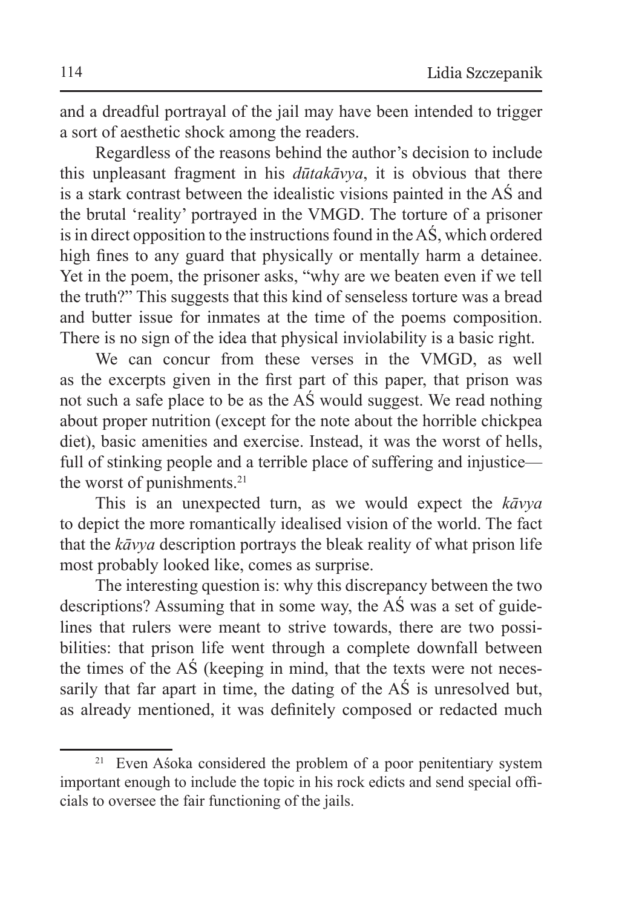and a dreadful portrayal of the jail may have been intended to trigger a sort of aesthetic shock among the readers.

Regardless of the reasons behind the author's decision to include this unpleasant fragment in his *dūtakāvya*, it is obvious that there is a stark contrast between the idealistic visions painted in the AŚ and the brutal 'reality' portrayed in the VMGD. The torture of a prisoner is in direct opposition to the instructions found in the AŚ, which ordered high fines to any guard that physically or mentally harm a detainee. Yet in the poem, the prisoner asks, "why are we beaten even if we tell the truth?" This suggests that this kind of senseless torture was a bread and butter issue for inmates at the time of the poems composition. There is no sign of the idea that physical inviolability is a basic right.

We can concur from these verses in the VMGD, as well as the excerpts given in the first part of this paper, that prison was not such a safe place to be as the AŚ would suggest. We read nothing about proper nutrition (except for the note about the horrible chickpea diet), basic amenities and exercise. Instead, it was the worst of hells, full of stinking people and a terrible place of suffering and injustice—the worst of punishments.[21]

This is an unexpected turn, as we would expect the *kāvya* to depict the more romantically idealised vision of the world. The fact that the *kāvya* description portrays the bleak reality of what prison life most probably looked like, comes as surprise.

The interesting question is: why this discrepancy between the two descriptions? Assuming that in some way, the AŚ was a set of guidelines that rulers were meant to strive towards, there are two possibilities: that prison life went through a complete downfall between the times of the AŚ (keeping in mind, that the texts were not necessarily that far apart in time, the dating of the AŚ is unresolved but, as already mentioned, it was definitely composed or redacted much

---

[21] Even Aśoka considered the problem of a poor penitentiary system important enough to include the topic in his rock edicts and send special officials to oversee the fair functioning of the jails.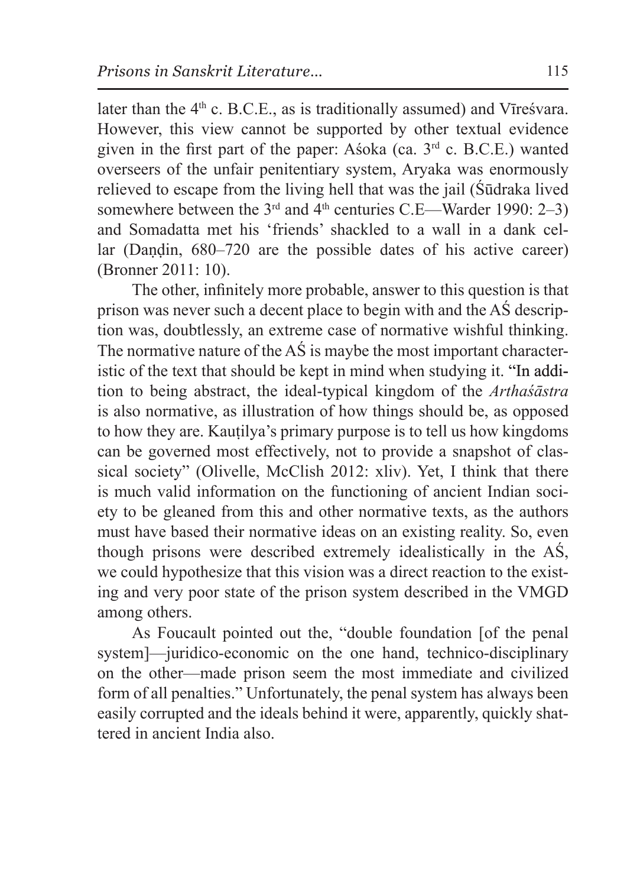later than the 4th c. B.C.E., as is traditionally assumed) and Vīreśvara. However, this view cannot be supported by other textual evidence given in the first part of the paper: Aśoka (ca. 3rd c. B.C.E.) wanted overseers of the unfair penitentiary system, Aryaka was enormously relieved to escape from the living hell that was the jail (Śūdraka lived somewhere between the 3rd and 4th centuries C.E—Warder 1990: 2–3) and Somadatta met his 'friends' shackled to a wall in a dank cellar (Daṇḍin, 680–720 are the possible dates of his active career) (Bronner 2011: 10).

The other, infinitely more probable, answer to this question is that prison was never such a decent place to begin with and the AŚ description was, doubtlessly, an extreme case of normative wishful thinking. The normative nature of the AŚ is maybe the most important characteristic of the text that should be kept in mind when studying it. "In addition to being abstract, the ideal-typical kingdom of the *Arthaśāstra* is also normative, as illustration of how things should be, as opposed to how they are. Kauṭilya's primary purpose is to tell us how kingdoms can be governed most effectively, not to provide a snapshot of classical society" (Olivelle, McClish 2012: xliv). Yet, I think that there is much valid information on the functioning of ancient Indian society to be gleaned from this and other normative texts, as the authors must have based their normative ideas on an existing reality. So, even though prisons were described extremely idealistically in the AŚ, we could hypothesize that this vision was a direct reaction to the existing and very poor state of the prison system described in the VMGD among others.

As Foucault pointed out the, "double foundation [of the penal system]—juridico-economic on the one hand, technico-disciplinary on the other—made prison seem the most immediate and civilized form of all penalties." Unfortunately, the penal system has always been easily corrupted and the ideals behind it were, apparently, quickly shattered in ancient India also.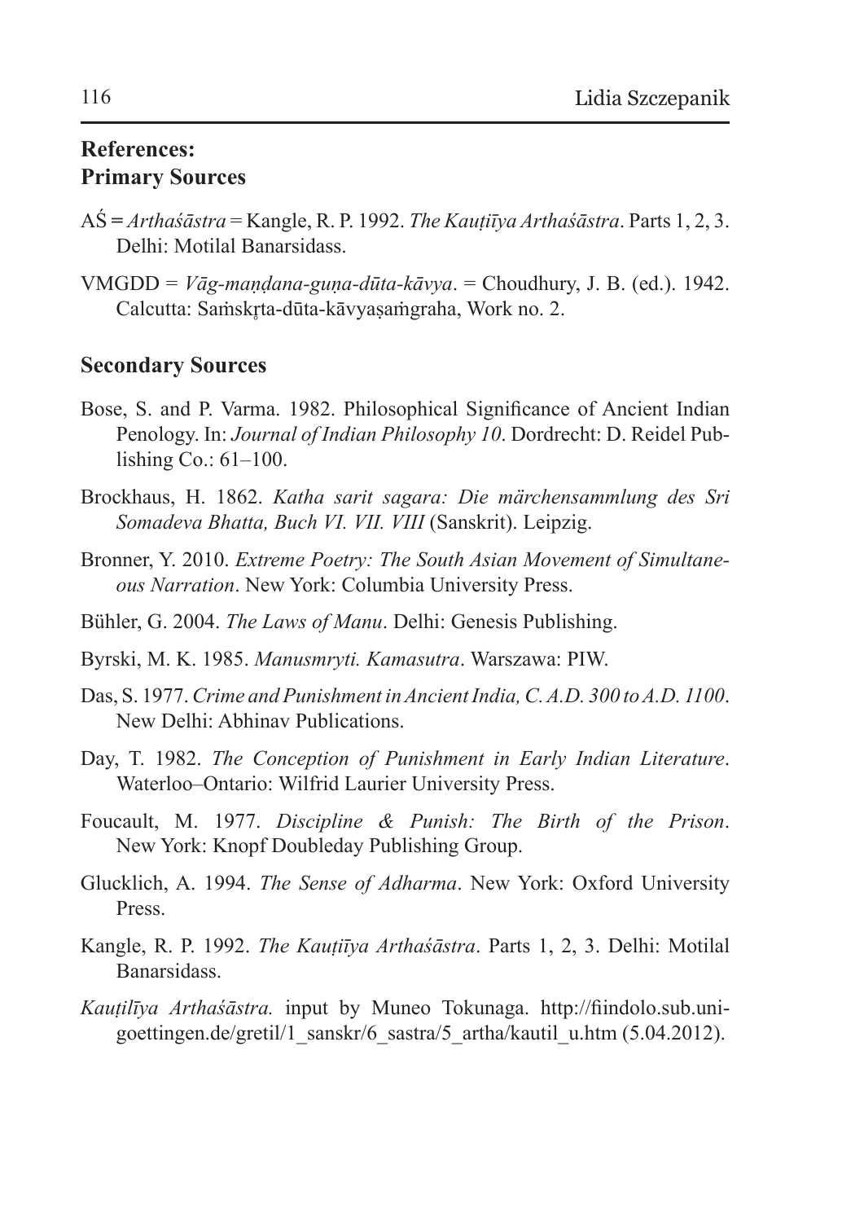## References:

### Primary Sources

AŚ = *Arthaśāstra* = Kangle, R. P. 1992. *The Kauṭīya Arthaśāstra*. Parts 1, 2, 3. Delhi: Motilal Banarsidass.

VMGDD = *Vāg-maṇḍana-guṇa-dūta-kāvya*. = Choudhury, J. B. (ed.). 1942. Calcutta: Saṁskr̥ta-dūta-kāvyaṣaṁgraha, Work no. 2.

### Secondary Sources

Bose, S. and P. Varma. 1982. Philosophical Significance of Ancient Indian Penology. In: *Journal of Indian Philosophy 10*. Dordrecht: D. Reidel Publishing Co.: 61–100.

Brockhaus, H. 1862. *Katha sarit sagara: Die märchensammlung des Sri Somadeva Bhatta, Buch VI. VII. VIII* (Sanskrit). Leipzig.

Bronner, Y. 2010. *Extreme Poetry: The South Asian Movement of Simultaneous Narration*. New York: Columbia University Press.

Bühler, G. 2004. *The Laws of Manu*. Delhi: Genesis Publishing.

Byrski, M. K. 1985. *Manusmryti. Kamasutra*. Warszawa: PIW.

Das, S. 1977. *Crime and Punishment in Ancient India, C. A.D. 300 to A.D. 1100*. New Delhi: Abhinav Publications.

Day, T. 1982. *The Conception of Punishment in Early Indian Literature*. Waterloo–Ontario: Wilfrid Laurier University Press.

Foucault, M. 1977. *Discipline & Punish: The Birth of the Prison*. New York: Knopf Doubleday Publishing Group.

Glucklich, A. 1994. *The Sense of Adharma*. New York: Oxford University Press.

Kangle, R. P. 1992. *The Kauṭīya Arthaśāstra*. Parts 1, 2, 3. Delhi: Motilal Banarsidass.

*Kauṭilīya Arthaśāstra.* input by Muneo Tokunaga. http://fiindolo.sub.uni-goettingen.de/gretil/1_sanskr/6_sastra/5_artha/kautil_u.htm (5.04.2012).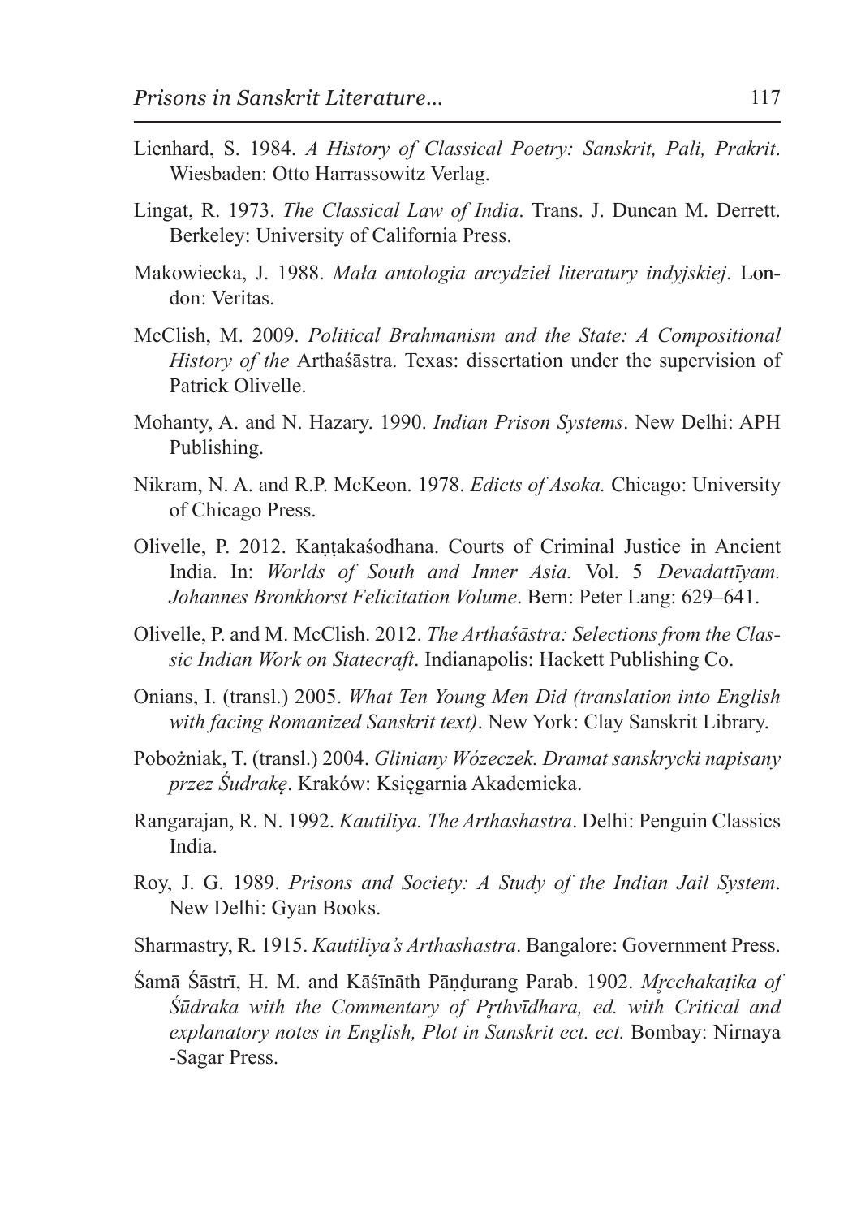Lienhard, S. 1984. *A History of Classical Poetry: Sanskrit, Pali, Prakrit*. Wiesbaden: Otto Harrassowitz Verlag.

Lingat, R. 1973. *The Classical Law of India*. Trans. J. Duncan M. Derrett. Berkeley: University of California Press.

Makowiecka, J. 1988. *Mała antologia arcydzieł literatury indyjskiej*. London: Veritas.

McClish, M. 2009. *Political Brahmanism and the State: A Compositional History of the* Arthaśāstra. Texas: dissertation under the supervision of Patrick Olivelle.

Mohanty, A. and N. Hazary. 1990. *Indian Prison Systems*. New Delhi: APH Publishing.

Nikram, N. A. and R.P. McKeon. 1978. *Edicts of Asoka.* Chicago: University of Chicago Press.

Olivelle, P. 2012. Kaṇṭakaśodhana. Courts of Criminal Justice in Ancient India. In: *Worlds of South and Inner Asia.* Vol. 5 *Devadattīyam. Johannes Bronkhorst Felicitation Volume*. Bern: Peter Lang: 629–641.

Olivelle, P. and M. McClish. 2012. *The Arthaśāstra: Selections from the Classic Indian Work on Statecraft*. Indianapolis: Hackett Publishing Co.

Onians, I. (transl.) 2005. *What Ten Young Men Did (translation into English with facing Romanized Sanskrit text)*. New York: Clay Sanskrit Library.

Pobożniak, T. (transl.) 2004. *Gliniany Wózeczek. Dramat sanskrycki napisany przez Śudrakę*. Kraków: Księgarnia Akademicka.

Rangarajan, R. N. 1992. *Kautiliya. The Arthashastra*. Delhi: Penguin Classics India.

Roy, J. G. 1989. *Prisons and Society: A Study of the Indian Jail System*. New Delhi: Gyan Books.

Sharmastry, R. 1915. *Kautiliya's Arthashastra*. Bangalore: Government Press.

Śamā Śāstrī, H. M. and Kāśīnāth Pāṇḍurang Parab. 1902. *Mṛcchakaṭika of Śūdraka with the Commentary of Pṛthvīdhara, ed. with Critical and explanatory notes in English, Plot in Sanskrit ect. ect.* Bombay: Nirnaya -Sagar Press.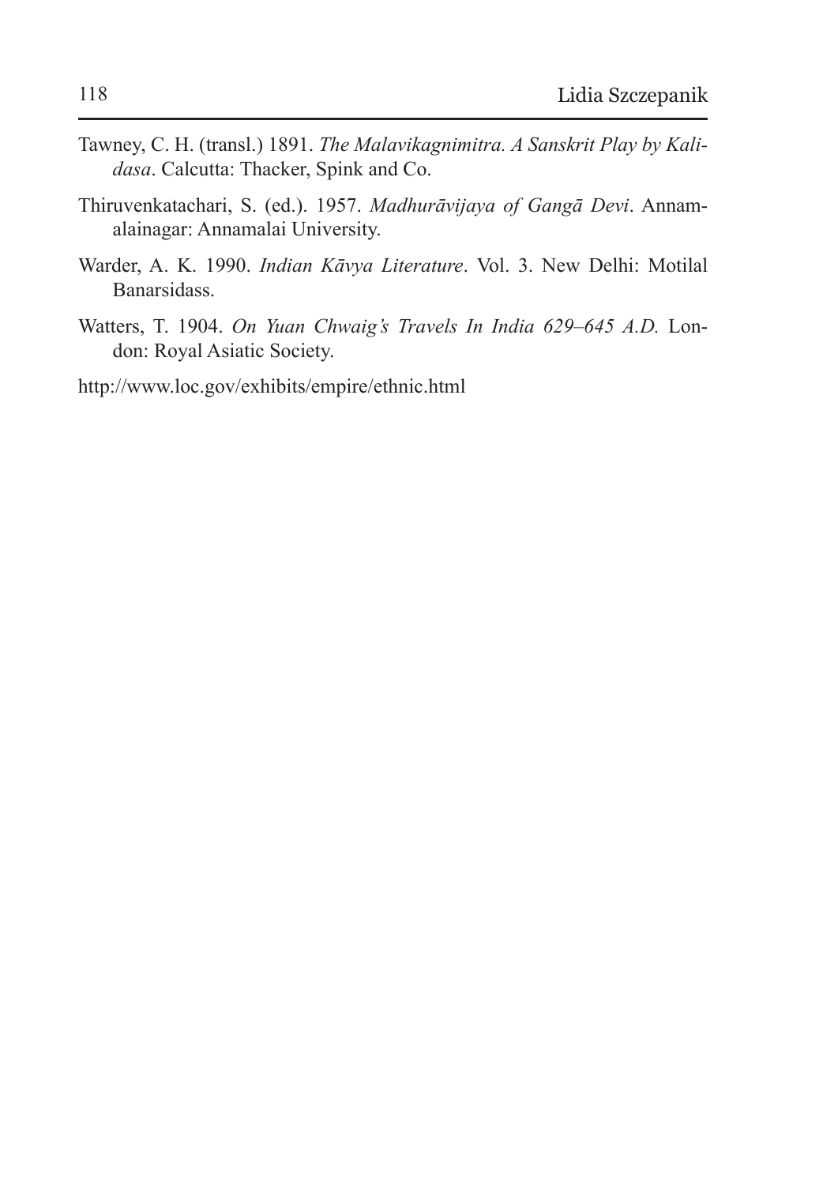Tawney, C. H. (transl.) 1891. *The Malavikagnimitra. A Sanskrit Play by Kalidasa*. Calcutta: Thacker, Spink and Co.

Thiruvenkatachari, S. (ed.). 1957. *Madhurāvijaya of Gangā Devi*. Annamalainagar: Annamalai University.

Warder, A. K. 1990. *Indian Kāvya Literature*. Vol. 3. New Delhi: Motilal Banarsidass.

Watters, T. 1904. *On Yuan Chwaig's Travels In India 629–645 A.D.* London: Royal Asiatic Society.

http://www.loc.gov/exhibits/empire/ethnic.html